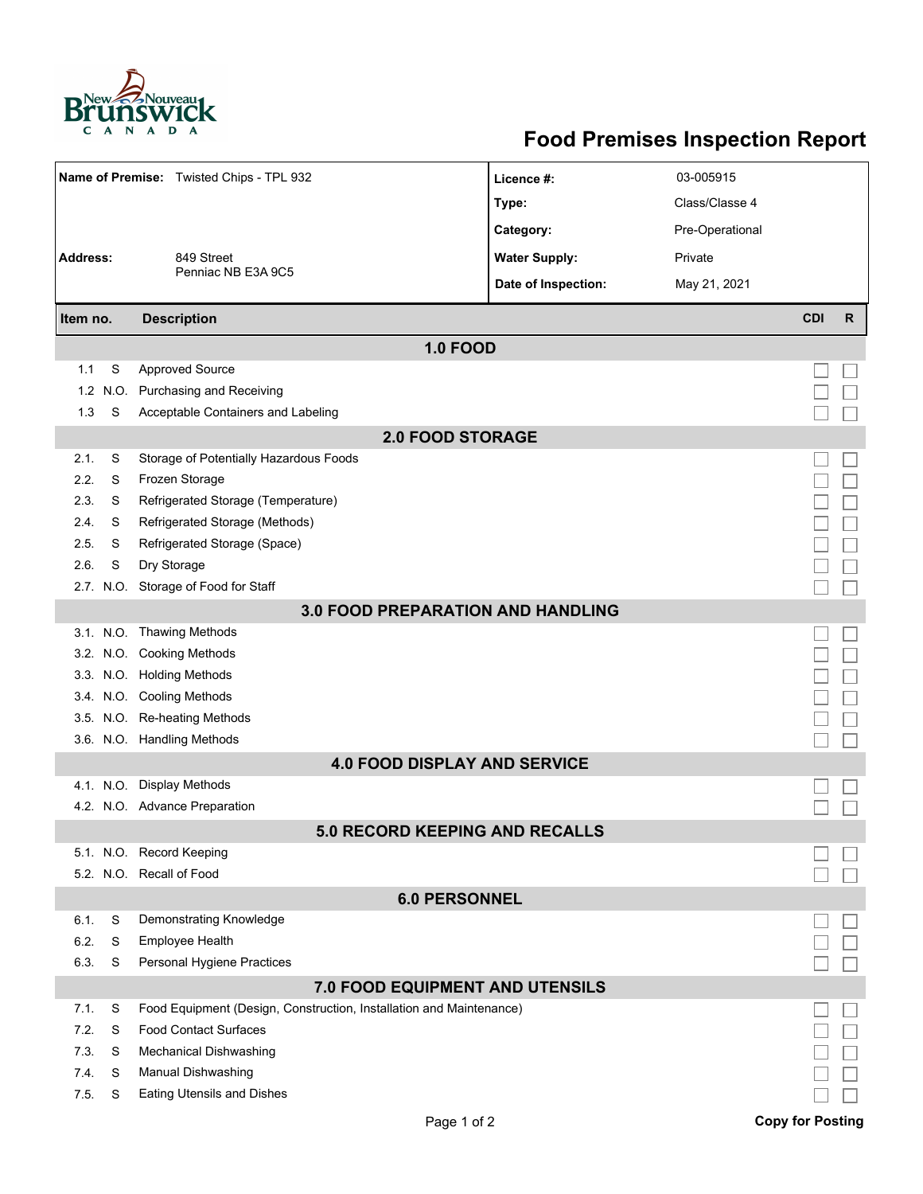# Food Premises Inspection Report

| | | | |
|---|---|---|---|
| **Name of Premise:** | Twisted Chips - TPL 932 | **Licence #:** | 03-005915 |
| | | **Type:** | Class/Classe 4 |
| | | **Category:** | Pre-Operational |
| **Address:** | 849 Street<br>Penniac NB E3A 9C5 | **Water Supply:** | Private |
| | | **Date of Inspection:** | May 21, 2021 |

| Item no. | | Description | CDI | R |
|---|---|---|---|---|
| **1.0 FOOD** | | | | |
| 1.1 | S | Approved Source | ☐ | ☐ |
| 1.2 | N.O. | Purchasing and Receiving | ☐ | ☐ |
| 1.3 | S | Acceptable Containers and Labeling | ☐ | ☐ |
| **2.0 FOOD STORAGE** | | | | |
| 2.1. | S | Storage of Potentially Hazardous Foods | ☐ | ☐ |
| 2.2. | S | Frozen Storage | ☐ | ☐ |
| 2.3. | S | Refrigerated Storage (Temperature) | ☐ | ☐ |
| 2.4. | S | Refrigerated Storage (Methods) | ☐ | ☐ |
| 2.5. | S | Refrigerated Storage (Space) | ☐ | ☐ |
| 2.6. | S | Dry Storage | ☐ | ☐ |
| 2.7. | N.O. | Storage of Food for Staff | ☐ | ☐ |
| **3.0 FOOD PREPARATION AND HANDLING** | | | | |
| 3.1. | N.O. | Thawing Methods | ☐ | ☐ |
| 3.2. | N.O. | Cooking Methods | ☐ | ☐ |
| 3.3. | N.O. | Holding Methods | ☐ | ☐ |
| 3.4. | N.O. | Cooling Methods | ☐ | ☐ |
| 3.5. | N.O. | Re-heating Methods | ☐ | ☐ |
| 3.6. | N.O. | Handling Methods | ☐ | ☐ |
| **4.0 FOOD DISPLAY AND SERVICE** | | | | |
| 4.1. | N.O. | Display Methods | ☐ | ☐ |
| 4.2. | N.O. | Advance Preparation | ☐ | ☐ |
| **5.0 RECORD KEEPING AND RECALLS** | | | | |
| 5.1. | N.O. | Record Keeping | ☐ | ☐ |
| 5.2. | N.O. | Recall of Food | ☐ | ☐ |
| **6.0 PERSONNEL** | | | | |
| 6.1. | S | Demonstrating Knowledge | ☐ | ☐ |
| 6.2. | S | Employee Health | ☐ | ☐ |
| 6.3. | S | Personal Hygiene Practices | ☐ | ☐ |
| **7.0 FOOD EQUIPMENT AND UTENSILS** | | | | |
| 7.1. | S | Food Equipment (Design, Construction, Installation and Maintenance) | ☐ | ☐ |
| 7.2. | S | Food Contact Surfaces | ☐ | ☐ |
| 7.3. | S | Mechanical Dishwashing | ☐ | ☐ |
| 7.4. | S | Manual Dishwashing | ☐ | ☐ |
| 7.5. | S | Eating Utensils and Dishes | ☐ | ☐ |

**Copy for Posting**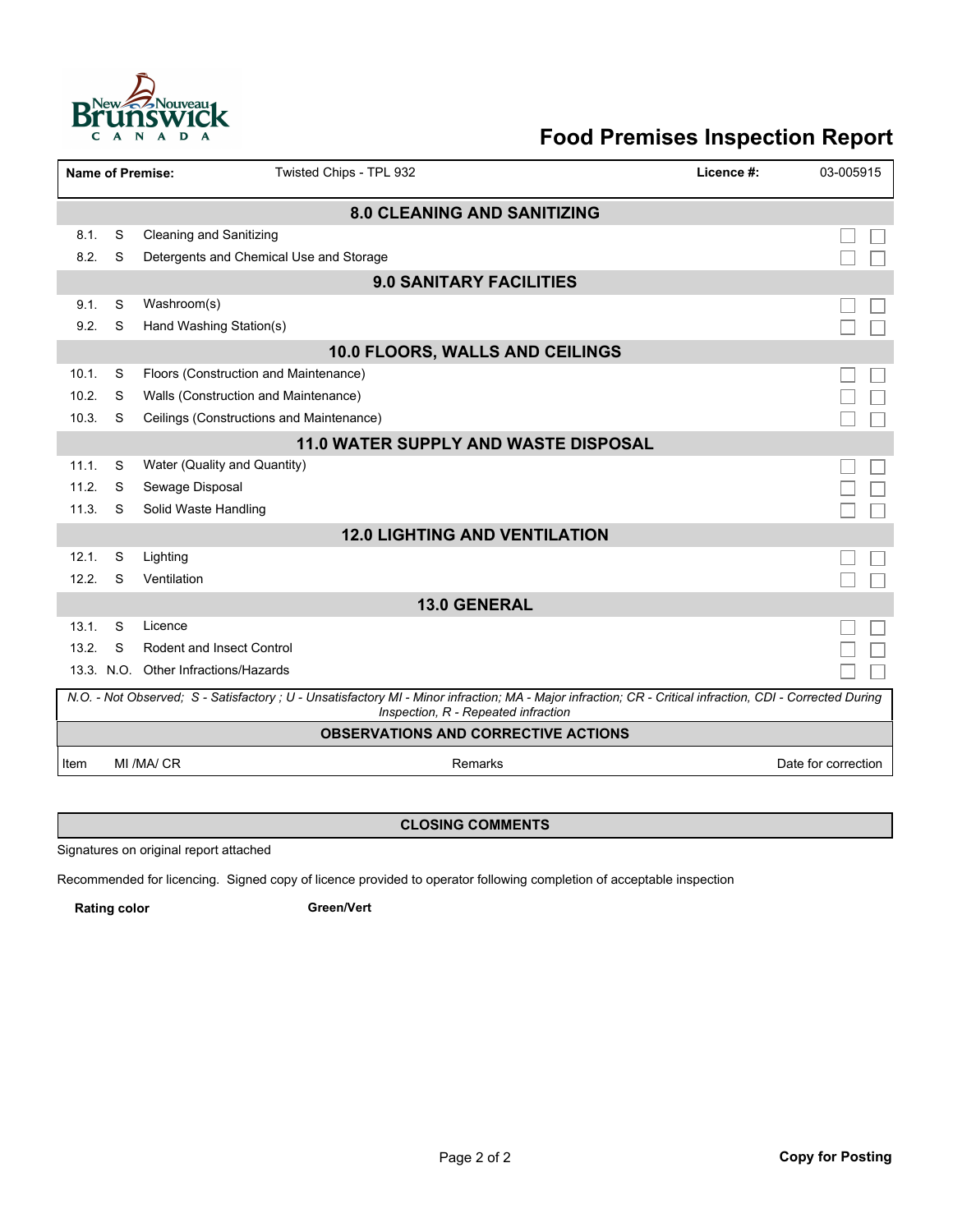# Food Premises Inspection Report

| Name of Premise: | Twisted Chips - TPL 932 | Licence #: | 03-005915 |
|---|---|---|---|

## 8.0 CLEANING AND SANITIZING

| | | | | |
|---|---|---|---|---|
| 8.1. | S | Cleaning and Sanitizing | ☐ | ☐ |
| 8.2. | S | Detergents and Chemical Use and Storage | ☐ | ☐ |

## 9.0 SANITARY FACILITIES

| | | | | |
|---|---|---|---|---|
| 9.1. | S | Washroom(s) | ☐ | ☐ |
| 9.2. | S | Hand Washing Station(s) | ☐ | ☐ |

## 10.0 FLOORS, WALLS AND CEILINGS

| | | | | |
|---|---|---|---|---|
| 10.1. | S | Floors (Construction and Maintenance) | ☐ | ☐ |
| 10.2. | S | Walls (Construction and Maintenance) | ☐ | ☐ |
| 10.3. | S | Ceilings (Constructions and Maintenance) | ☐ | ☐ |

## 11.0 WATER SUPPLY AND WASTE DISPOSAL

| | | | | |
|---|---|---|---|---|
| 11.1. | S | Water (Quality and Quantity) | ☐ | ☐ |
| 11.2. | S | Sewage Disposal | ☐ | ☐ |
| 11.3. | S | Solid Waste Handling | ☐ | ☐ |

## 12.0 LIGHTING AND VENTILATION

| | | | | |
|---|---|---|---|---|
| 12.1. | S | Lighting | ☐ | ☐ |
| 12.2. | S | Ventilation | ☐ | ☐ |

## 13.0 GENERAL

| | | | | |
|---|---|---|---|---|
| 13.1. | S | Licence | ☐ | ☐ |
| 13.2. | S | Rodent and Insect Control | ☐ | ☐ |
| 13.3. | N.O. | Other Infractions/Hazards | ☐ | ☐ |

*N.O. - Not Observed; S - Satisfactory ; U - Unsatisfactory MI - Minor infraction; MA - Major infraction; CR - Critical infraction, CDI - Corrected During Inspection, R - Repeated infraction*

## OBSERVATIONS AND CORRECTIVE ACTIONS

| Item | MI /MA/ CR | Remarks | Date for correction |
|---|---|---|---|

## CLOSING COMMENTS

Signatures on original report attached

Recommended for licencing. Signed copy of licence provided to operator following completion of acceptable inspection

**Rating color** **Green/Vert**

**Copy for Posting**